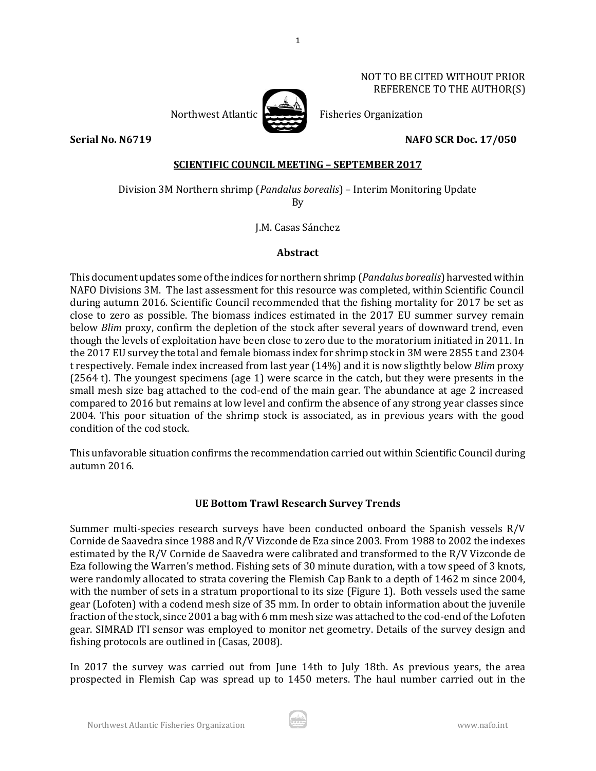NOT TO BE CITED WITHOUT PRIOR REFERENCE TO THE AUTHOR(S)

Northwest Atlantic Fisheries Organization

**Serial No. N6719** **NAFO SCR Doc. 17/050**

**SCIENTIFIC COUNCIL MEETING – SEPTEMBER 2017**

Division 3M Northern shrimp (*Pandalus borealis*) – Interim Monitoring Update

By

J.M. Casas Sánchez

## Abstract

This document updates some of the indices for northern shrimp (*Pandalus borealis*) harvested within NAFO Divisions 3M. The last assessment for this resource was completed, within Scientific Council during autumn 2016. Scientific Council recommended that the fishing mortality for 2017 be set as close to zero as possible. The biomass indices estimated in the 2017 EU summer survey remain below *Blim* proxy, confirm the depletion of the stock after several years of downward trend, even though the levels of exploitation have been close to zero due to the moratorium initiated in 2011. In the 2017 EU survey the total and female biomass index for shrimp stock in 3M were 2855 t and 2304 t respectively. Female index increased from last year (14%) and it is now sligthtly below *Blim* proxy (2564 t). The youngest specimens (age 1) were scarce in the catch, but they were presents in the small mesh size bag attached to the cod-end of the main gear. The abundance at age 2 increased compared to 2016 but remains at low level and confirm the absence of any strong year classes since 2004. This poor situation of the shrimp stock is associated, as in previous years with the good condition of the cod stock.

This unfavorable situation confirms the recommendation carried out within Scientific Council during autumn 2016.

## UE Bottom Trawl Research Survey Trends

Summer multi-species research surveys have been conducted onboard the Spanish vessels R/V Cornide de Saavedra since 1988 and R/V Vizconde de Eza since 2003. From 1988 to 2002 the indexes estimated by the R/V Cornide de Saavedra were calibrated and transformed to the R/V Vizconde de Eza following the Warren's method. Fishing sets of 30 minute duration, with a tow speed of 3 knots, were randomly allocated to strata covering the Flemish Cap Bank to a depth of 1462 m since 2004, with the number of sets in a stratum proportional to its size (Figure 1). Both vessels used the same gear (Lofoten) with a codend mesh size of 35 mm. In order to obtain information about the juvenile fraction of the stock, since 2001 a bag with 6 mm mesh size was attached to the cod-end of the Lofoten gear. SIMRAD ITI sensor was employed to monitor net geometry. Details of the survey design and fishing protocols are outlined in (Casas, 2008).

In 2017 the survey was carried out from June 14th to July 18th. As previous years, the area prospected in Flemish Cap was spread up to 1450 meters. The haul number carried out in the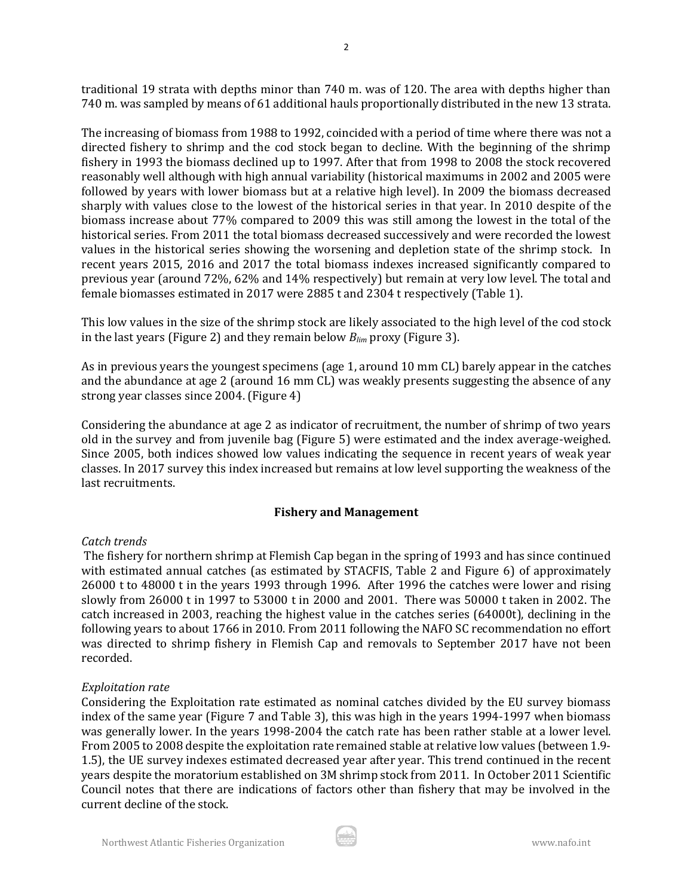traditional 19 strata with depths minor than 740 m. was of 120. The area with depths higher than 740 m. was sampled by means of 61 additional hauls proportionally distributed in the new 13 strata.

The increasing of biomass from 1988 to 1992, coincided with a period of time where there was not a directed fishery to shrimp and the cod stock began to decline. With the beginning of the shrimp fishery in 1993 the biomass declined up to 1997. After that from 1998 to 2008 the stock recovered reasonably well although with high annual variability (historical maximums in 2002 and 2005 were followed by years with lower biomass but at a relative high level). In 2009 the biomass decreased sharply with values close to the lowest of the historical series in that year. In 2010 despite of the biomass increase about 77% compared to 2009 this was still among the lowest in the total of the historical series. From 2011 the total biomass decreased successively and were recorded the lowest values in the historical series showing the worsening and depletion state of the shrimp stock. In recent years 2015, 2016 and 2017 the total biomass indexes increased significantly compared to previous year (around 72%, 62% and 14% respectively) but remain at very low level. The total and female biomasses estimated in 2017 were 2885 t and 2304 t respectively (Table 1).

This low values in the size of the shrimp stock are likely associated to the high level of the cod stock in the last years (Figure 2) and they remain below $B_{lim}$ proxy (Figure 3).

As in previous years the youngest specimens (age 1, around 10 mm CL) barely appear in the catches and the abundance at age 2 (around 16 mm CL) was weakly presents suggesting the absence of any strong year classes since 2004. (Figure 4)

Considering the abundance at age 2 as indicator of recruitment, the number of shrimp of two years old in the survey and from juvenile bag (Figure 5) were estimated and the index average-weighed. Since 2005, both indices showed low values indicating the sequence in recent years of weak year classes. In 2017 survey this index increased but remains at low level supporting the weakness of the last recruitments.

## Fishery and Management

*Catch trends*

The fishery for northern shrimp at Flemish Cap began in the spring of 1993 and has since continued with estimated annual catches (as estimated by STACFIS, Table 2 and Figure 6) of approximately 26000 t to 48000 t in the years 1993 through 1996. After 1996 the catches were lower and rising slowly from 26000 t in 1997 to 53000 t in 2000 and 2001. There was 50000 t taken in 2002. The catch increased in 2003, reaching the highest value in the catches series (64000t), declining in the following years to about 1766 in 2010. From 2011 following the NAFO SC recommendation no effort was directed to shrimp fishery in Flemish Cap and removals to September 2017 have not been recorded.

*Exploitation rate*

Considering the Exploitation rate estimated as nominal catches divided by the EU survey biomass index of the same year (Figure 7 and Table 3), this was high in the years 1994-1997 when biomass was generally lower. In the years 1998-2004 the catch rate has been rather stable at a lower level. From 2005 to 2008 despite the exploitation rate remained stable at relative low values (between 1.9-1.5), the UE survey indexes estimated decreased year after year. This trend continued in the recent years despite the moratorium established on 3M shrimp stock from 2011. In October 2011 Scientific Council notes that there are indications of factors other than fishery that may be involved in the current decline of the stock.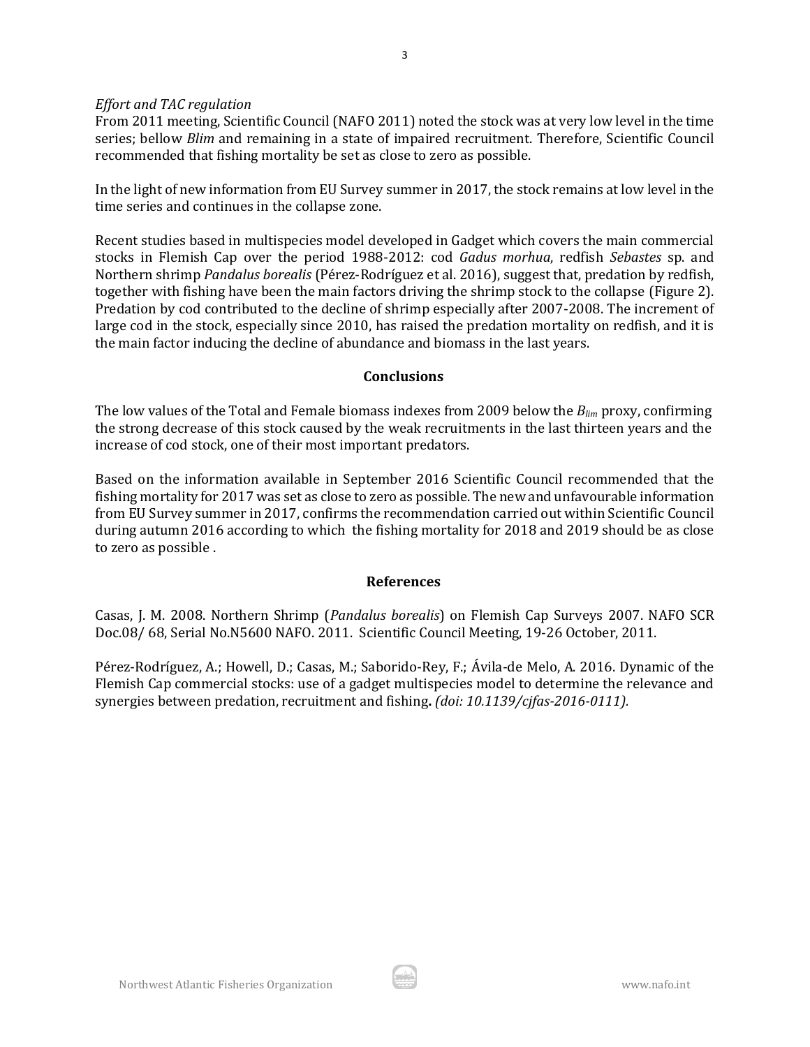*Effort and TAC regulation*

From 2011 meeting, Scientific Council (NAFO 2011) noted the stock was at very low level in the time series; bellow *Blim* and remaining in a state of impaired recruitment. Therefore, Scientific Council recommended that fishing mortality be set as close to zero as possible.

In the light of new information from EU Survey summer in 2017, the stock remains at low level in the time series and continues in the collapse zone.

Recent studies based in multispecies model developed in Gadget which covers the main commercial stocks in Flemish Cap over the period 1988-2012: cod *Gadus morhua*, redfish *Sebastes* sp. and Northern shrimp *Pandalus borealis* (Pérez-Rodríguez et al. 2016), suggest that, predation by redfish, together with fishing have been the main factors driving the shrimp stock to the collapse (Figure 2). Predation by cod contributed to the decline of shrimp especially after 2007-2008. The increment of large cod in the stock, especially since 2010, has raised the predation mortality on redfish, and it is the main factor inducing the decline of abundance and biomass in the last years.

## Conclusions

The low values of the Total and Female biomass indexes from 2009 below the $B_{lim}$ proxy, confirming the strong decrease of this stock caused by the weak recruitments in the last thirteen years and the increase of cod stock, one of their most important predators.

Based on the information available in September 2016 Scientific Council recommended that the fishing mortality for 2017 was set as close to zero as possible. The new and unfavourable information from EU Survey summer in 2017, confirms the recommendation carried out within Scientific Council during autumn 2016 according to which the fishing mortality for 2018 and 2019 should be as close to zero as possible .

## References

Casas, J. M. 2008. Northern Shrimp (*Pandalus borealis*) on Flemish Cap Surveys 2007. NAFO SCR Doc.08/ 68, Serial No.N5600 NAFO. 2011. Scientific Council Meeting, 19-26 October, 2011.

Pérez-Rodríguez, A.; Howell, D.; Casas, M.; Saborido-Rey, F.; Ávila-de Melo, A. 2016. Dynamic of the Flemish Cap commercial stocks: use of a gadget multispecies model to determine the relevance and synergies between predation, recruitment and fishing**.** *(doi: 10.1139/cjfas-2016-0111).*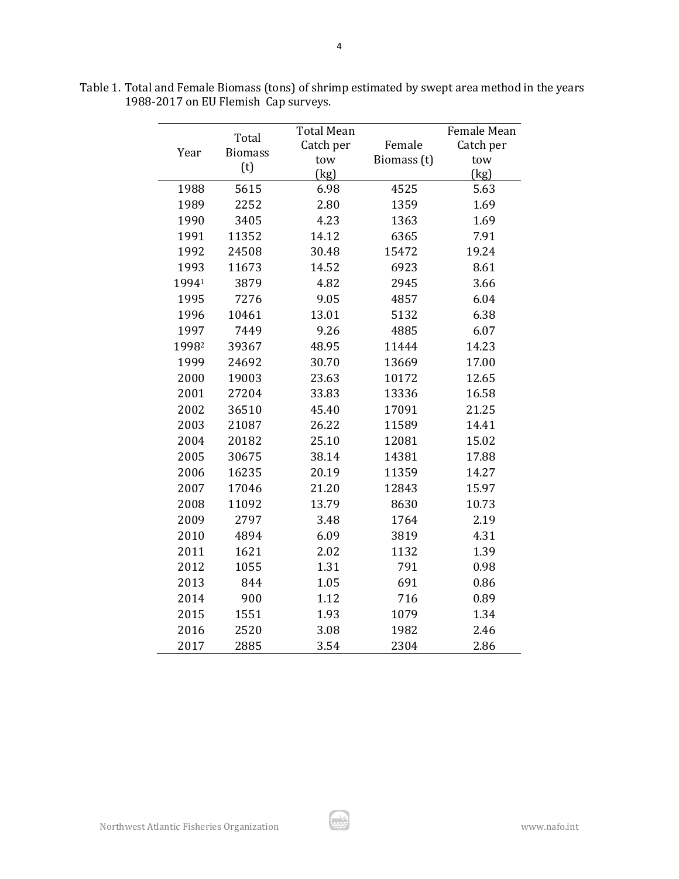Table 1. Total and Female Biomass (tons) of shrimp estimated by swept area method in the years 1988-2017 on EU Flemish Cap surveys.

| Year | Total Biomass (t) | Total Mean Catch per tow (kg) | Female Biomass (t) | Female Mean Catch per tow (kg) |
|---|---|---|---|---|
| 1988 | 5615 | 6.98 | 4525 | 5.63 |
| 1989 | 2252 | 2.80 | 1359 | 1.69 |
| 1990 | 3405 | 4.23 | 1363 | 1.69 |
| 1991 | 11352 | 14.12 | 6365 | 7.91 |
| 1992 | 24508 | 30.48 | 15472 | 19.24 |
| 1993 | 11673 | 14.52 | 6923 | 8.61 |
| 1994[1] | 3879 | 4.82 | 2945 | 3.66 |
| 1995 | 7276 | 9.05 | 4857 | 6.04 |
| 1996 | 10461 | 13.01 | 5132 | 6.38 |
| 1997 | 7449 | 9.26 | 4885 | 6.07 |
| 1998[2] | 39367 | 48.95 | 11444 | 14.23 |
| 1999 | 24692 | 30.70 | 13669 | 17.00 |
| 2000 | 19003 | 23.63 | 10172 | 12.65 |
| 2001 | 27204 | 33.83 | 13336 | 16.58 |
| 2002 | 36510 | 45.40 | 17091 | 21.25 |
| 2003 | 21087 | 26.22 | 11589 | 14.41 |
| 2004 | 20182 | 25.10 | 12081 | 15.02 |
| 2005 | 30675 | 38.14 | 14381 | 17.88 |
| 2006 | 16235 | 20.19 | 11359 | 14.27 |
| 2007 | 17046 | 21.20 | 12843 | 15.97 |
| 2008 | 11092 | 13.79 | 8630 | 10.73 |
| 2009 | 2797 | 3.48 | 1764 | 2.19 |
| 2010 | 4894 | 6.09 | 3819 | 4.31 |
| 2011 | 1621 | 2.02 | 1132 | 1.39 |
| 2012 | 1055 | 1.31 | 791 | 0.98 |
| 2013 | 844 | 1.05 | 691 | 0.86 |
| 2014 | 900 | 1.12 | 716 | 0.89 |
| 2015 | 1551 | 1.93 | 1079 | 1.34 |
| 2016 | 2520 | 3.08 | 1982 | 2.46 |
| 2017 | 2885 | 3.54 | 2304 | 2.86 |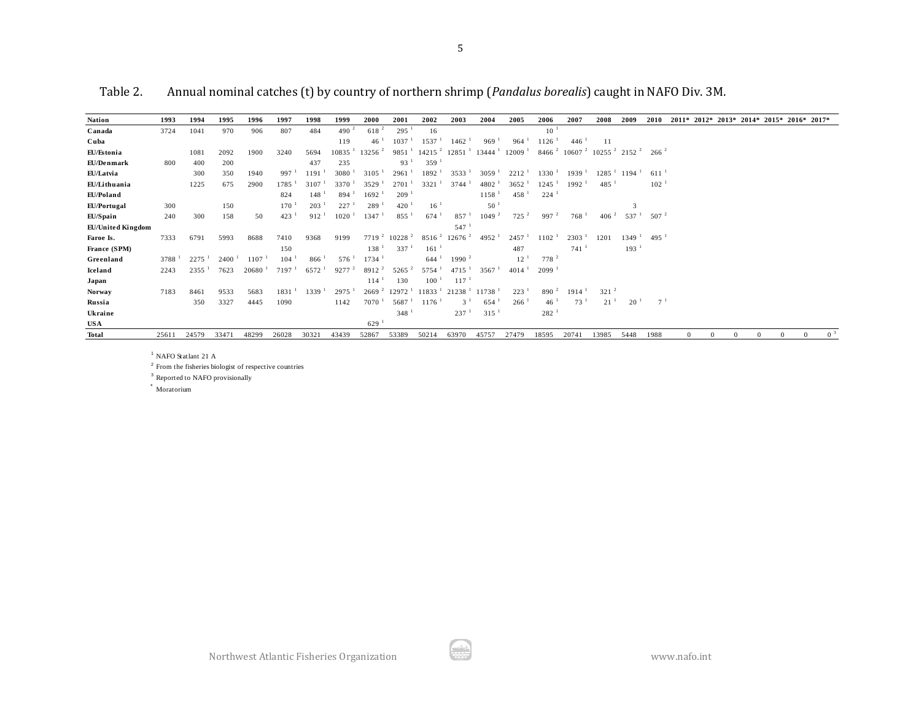Table 2. Annual nominal catches (t) by country of northern shrimp (*Pandalus borealis*) caught in NAFO Div. 3M.

| Nation | 1993 | 1994 | 1995 | 1996 | 1997 | 1998 | 1999 | 2000 | 2001 | 2002 | 2003 | 2004 | 2005 | 2006 | 2007 | 2008 | 2009 | 2010 | 2011* | 2012* | 2013* | 2014* | 2015* | 2016* | 2017* |
|---|---|---|---|---|---|---|---|---|---|---|---|---|---|---|---|---|---|---|---|---|---|---|---|---|---|
| **Canada** | 3724 | 1041 | 970 | 906 | 807 | 484 | 490 [2] | 618 [2] | 295 [1] | 16 | | | | 10 [1] | | | | | | | | | | | |
| **Cuba** | | | | | | | 119 | 46 [1] | 1037 [1] | 1537 [1] | 1462 [1] | 969 [1] | 964 [1] | 1126 [1] | 446 [1] | 11 | | | | | | | | | |
| **EU/Estonia** | | 1081 | 2092 | 1900 | 3240 | 5694 | 10835 [1] | 13256 [2] | 9851 [1] | 14215 [2] | 12851 [1] | 13444 [1] | 12009 [1] | 8466 [2] | 10607 [2] | 10255 [2] | 2152 [2] | 266 [2] | | | | | | | |
| **EU/Denmark** | 800 | 400 | 200 | | | 437 | 235 | | 93 [1] | 359 [1] | | | | | | | | | | | | | | | |
| **EU/Latvia** | | 300 | 350 | 1940 | 997 [1] | 1191 [1] | 3080 [1] | 3105 [1] | 2961 [1] | 1892 [1] | 3533 [1] | 3059 [1] | 2212 [1] | 1330 [1] | 1939 [1] | 1285 [1] | 1194 [1] | 611 [1] | | | | | | | |
| **EU/Lithuania** | | 1225 | 675 | 2900 | 1785 [1] | 3107 [1] | 3370 [1] | 3529 [1] | 2701 [1] | 3321 [1] | 3744 [1] | 4802 [1] | 3652 [1] | 1245 [1] | 1992 [1] | 485 [1] | | 102 [1] | | | | | | | |
| **EU/Poland** | | | | | 824 | 148 [1] | 894 [1] | 1692 [1] | 209 [1] | | | 1158 [1] | 458 [1] | 224 [1] | | | | | | | | | | | |
| **EU/Portugal** | 300 | | 150 | | 170 [1] | 203 [1] | 227 [1] | 289 [1] | 420 [1] | 16 [1] | | 50 [1] | | | | | 3 | | | | | | | | |
| **EU/Spain** | 240 | 300 | 158 | 50 | 423 [1] | 912 [1] | 1020 [1] | 1347 [1] | 855 [1] | 674 [1] | 857 [1] | 1049 [2] | 725 [2] | 997 [2] | 768 [1] | 406 [2] | 537 [1] | 507 [2] | | | | | | | |
| **EU/United Kingdom** | | | | | | | | | | | 547 [1] | | | | | | | | | | | | | | |
| **Faroe Is.** | 7333 | 6791 | 5993 | 8688 | 7410 | 9368 | 9199 | 7719 [2] | 10228 [2] | 8516 [2] | 12676 [2] | 4952 [1] | 2457 [1] | 1102 [1] | 2303 [1] | 1201 | 1349 [1] | 495 [1] | | | | | | | |
| **France (SPM)** | | | | | 150 | | | 138 [1] | 337 [1] | 161 [1] | | | 487 | | 741 [1] | | 193 [1] | | | | | | | | |
| **Greenland** | 3788 [1] | 2275 [1] | 2400 [1] | 1107 [1] | 104 [1] | 866 [1] | 576 [1] | 1734 [1] | | 644 [1] | 1990 [2] | | 12 [1] | 778 [2] | | | | | | | | | | | |
| **Iceland** | 2243 | 2355 [1] | 7623 | 20680 [1] | 7197 [1] | 6572 [1] | 9277 [2] | 8912 [2] | 5265 [2] | 5754 [1] | 4715 [1] | 3567 [1] | 4014 [1] | 2099 [1] | | | | | | | | | | | |
| **Japan** | | | | | | | | 114 [1] | 130 | 100 [1] | 117 [1] | | | | | | | | | | | | | | |
| **Norway** | 7183 | 8461 | 9533 | 5683 | 1831 [1] | 1339 [1] | 2975 [1] | 2669 [2] | 12972 [1] | 11833 [1] | 21238 [1] | 11738 [1] | 223 [1] | 890 [2] | 1914 [1] | 321 [2] | | | | | | | | | |
| **Russia** | | 350 | 3327 | 4445 | 1090 | | 1142 | 7070 [1] | 5687 [1] | 1176 [1] | 3 [1] | 654 [1] | 266 [1] | 46 [1] | 73 [1] | 21 [1] | 20 [1] | 7 [1] | | | | | | | |
| **Ukraine** | | | | | | | | | 348 [1] | | 237 [1] | 315 [1] | | 282 [1] | | | | | | | | | | | |
| **USA** | | | | | | | | 629 [1] | | | | | | | | | | | | | | | | | |
| **Total** | 25611 | 24579 | 33471 | 48299 | 26028 | 30321 | 43439 | 52867 | 53389 | 50214 | 63970 | 45757 | 27479 | 18595 | 20741 | 13985 | 5448 | 1988 | 0 | 0 | 0 | 0 | 0 | 0 | 0 [3] |

[1] NAFO Statlant 21 A

[2] From the fisheries biologist of respective countries

[3] Reported to NAFO provisionally

\* Moratorium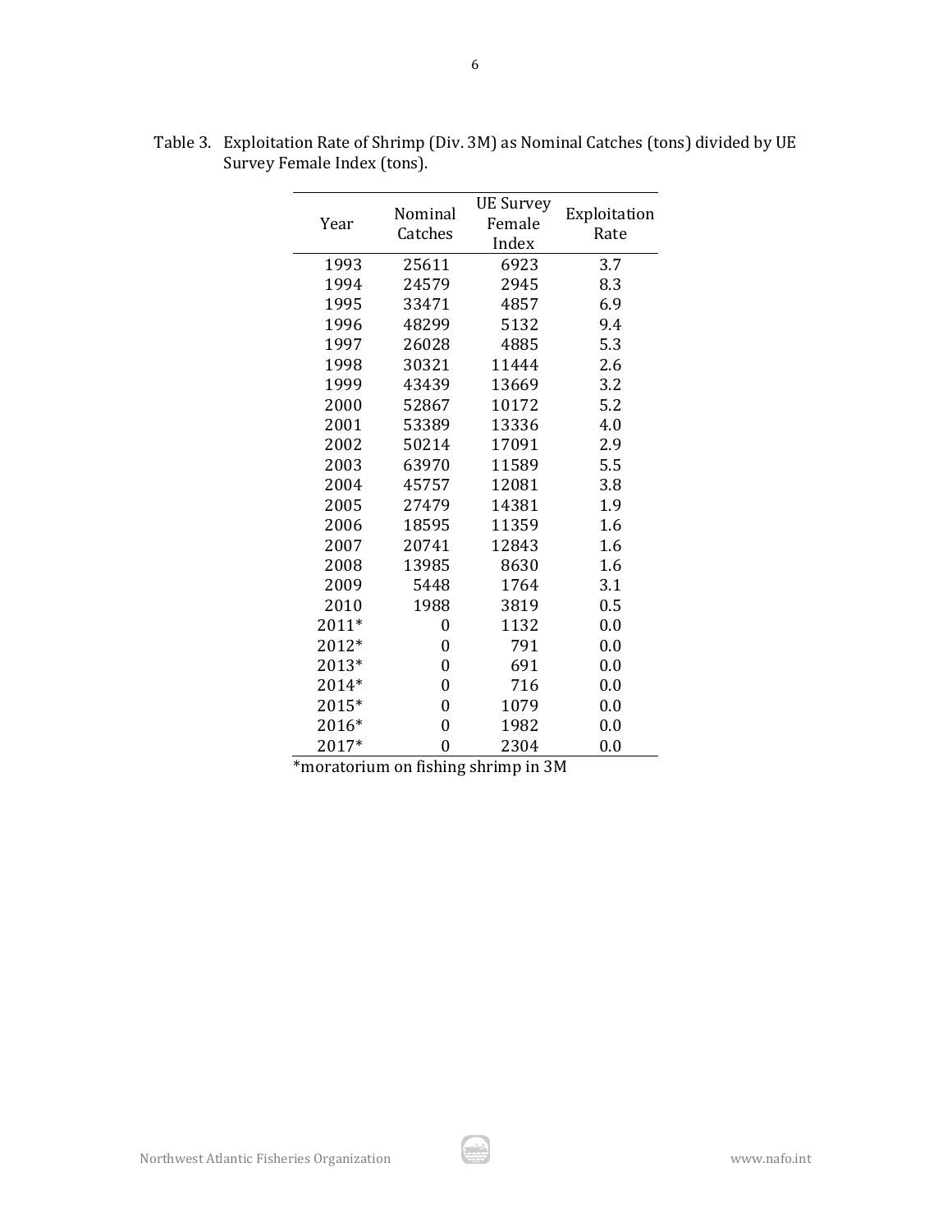Table 3. Exploitation Rate of Shrimp (Div. 3M) as Nominal Catches (tons) divided by UE Survey Female Index (tons).

| Year | Nominal Catches | UE Survey Female Index | Exploitation Rate |
|---|---|---|---|
| 1993 | 25611 | 6923 | 3.7 |
| 1994 | 24579 | 2945 | 8.3 |
| 1995 | 33471 | 4857 | 6.9 |
| 1996 | 48299 | 5132 | 9.4 |
| 1997 | 26028 | 4885 | 5.3 |
| 1998 | 30321 | 11444 | 2.6 |
| 1999 | 43439 | 13669 | 3.2 |
| 2000 | 52867 | 10172 | 5.2 |
| 2001 | 53389 | 13336 | 4.0 |
| 2002 | 50214 | 17091 | 2.9 |
| 2003 | 63970 | 11589 | 5.5 |
| 2004 | 45757 | 12081 | 3.8 |
| 2005 | 27479 | 14381 | 1.9 |
| 2006 | 18595 | 11359 | 1.6 |
| 2007 | 20741 | 12843 | 1.6 |
| 2008 | 13985 | 8630 | 1.6 |
| 2009 | 5448 | 1764 | 3.1 |
| 2010 | 1988 | 3819 | 0.5 |
| 2011* | 0 | 1132 | 0.0 |
| 2012* | 0 | 791 | 0.0 |
| 2013* | 0 | 691 | 0.0 |
| 2014* | 0 | 716 | 0.0 |
| 2015* | 0 | 1079 | 0.0 |
| 2016* | 0 | 1982 | 0.0 |
| 2017* | 0 | 2304 | 0.0 |

*moratorium on fishing shrimp in 3M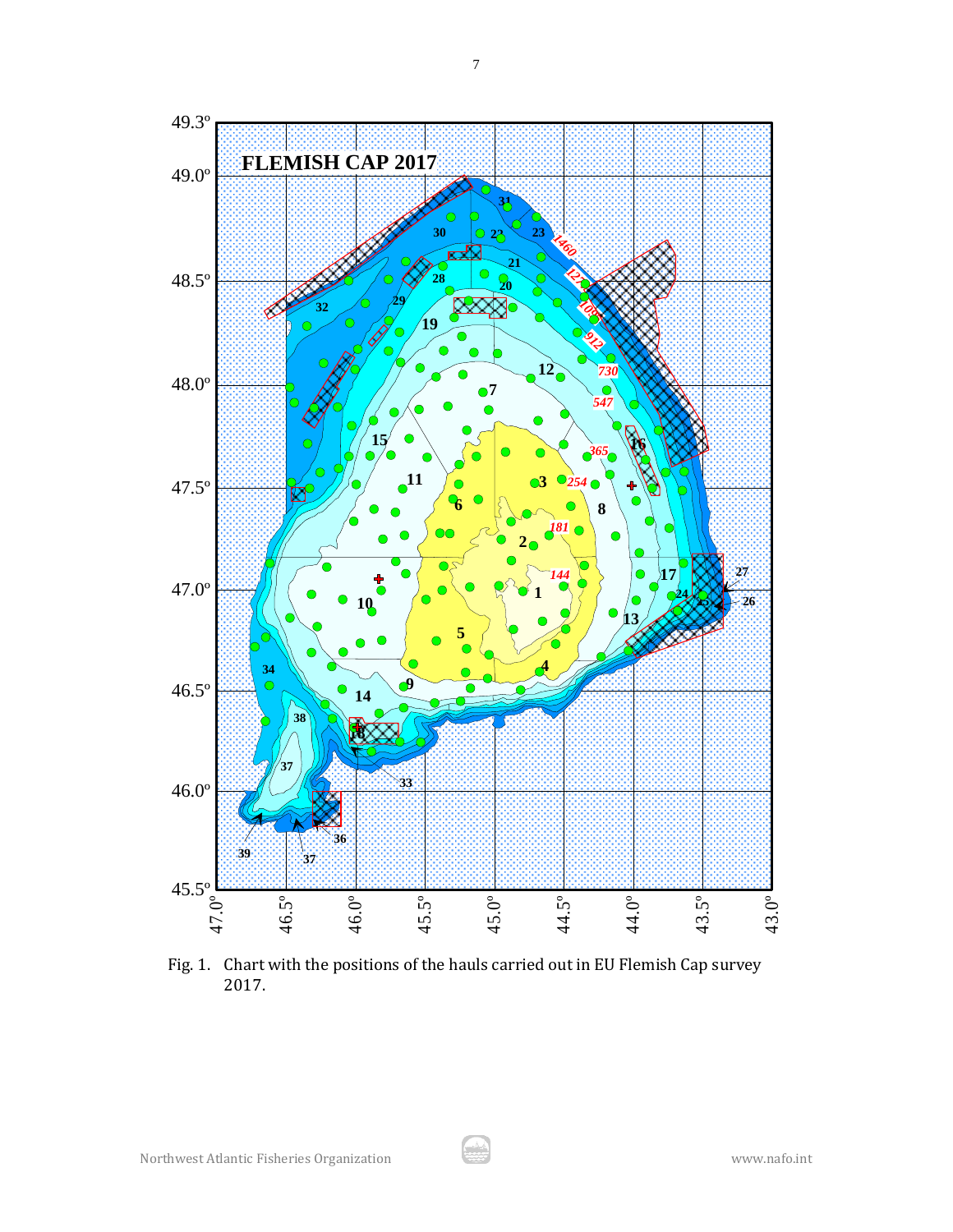Fig. 1. Chart with the positions of the hauls carried out in EU Flemish Cap survey 2017.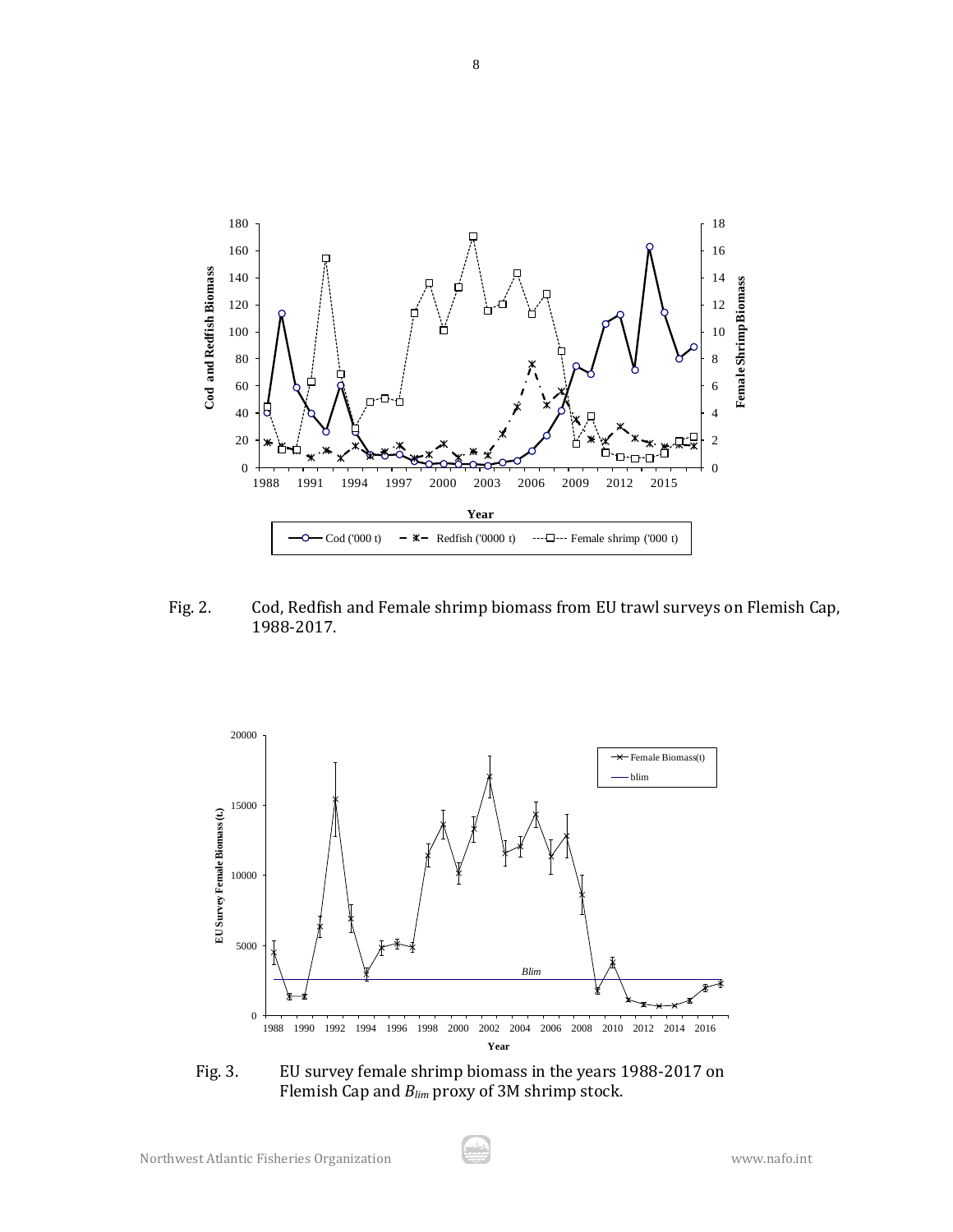Fig. 2. Cod, Redfish and Female shrimp biomass from EU trawl surveys on Flemish Cap, 1988-2017.

Fig. 3. EU survey female shrimp biomass in the years 1988-2017 on Flemish Cap and $B_{lim}$ proxy of 3M shrimp stock.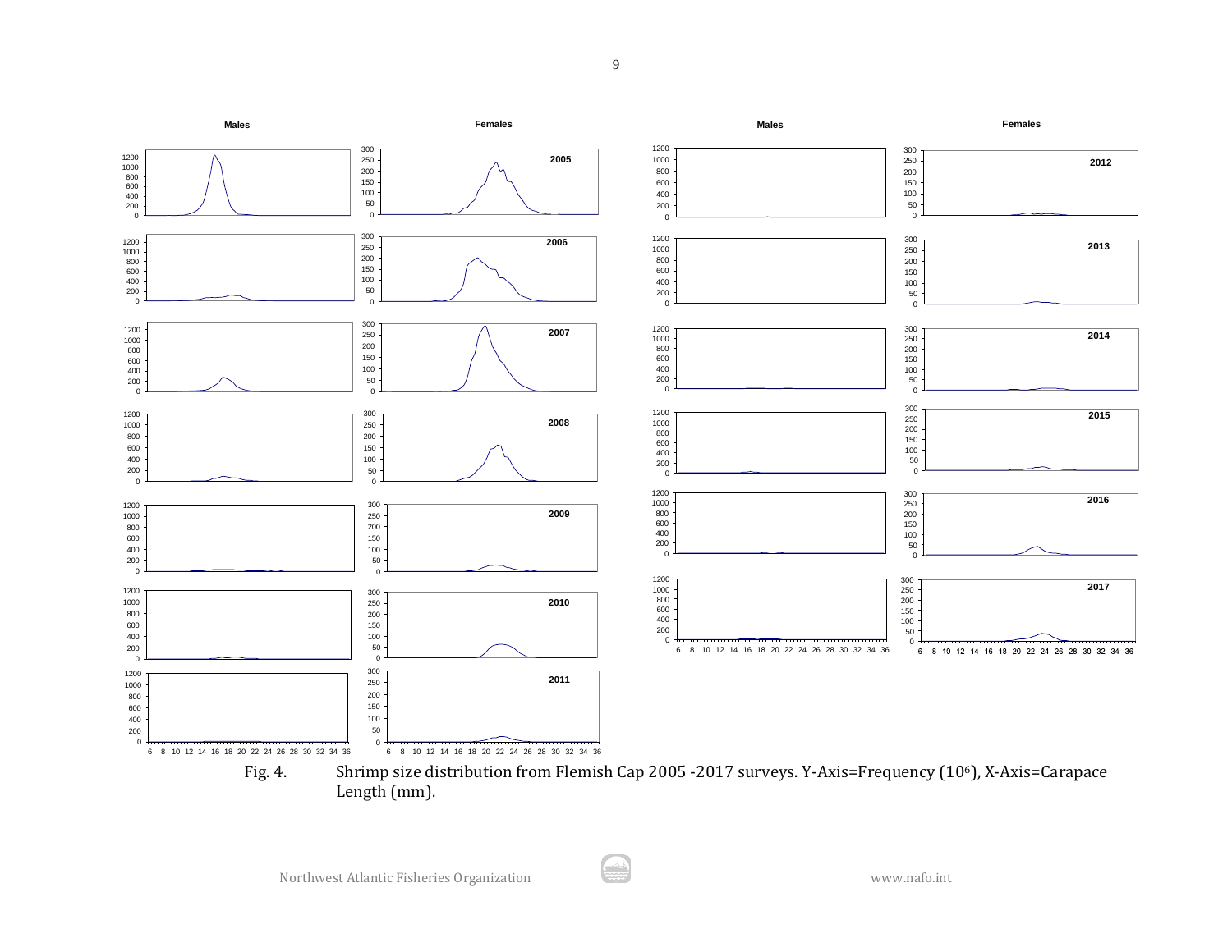Fig. 4. Shrimp size distribution from Flemish Cap 2005 -2017 surveys. Y-Axis=Frequency ($10^6$), X-Axis=Carapace Length (mm).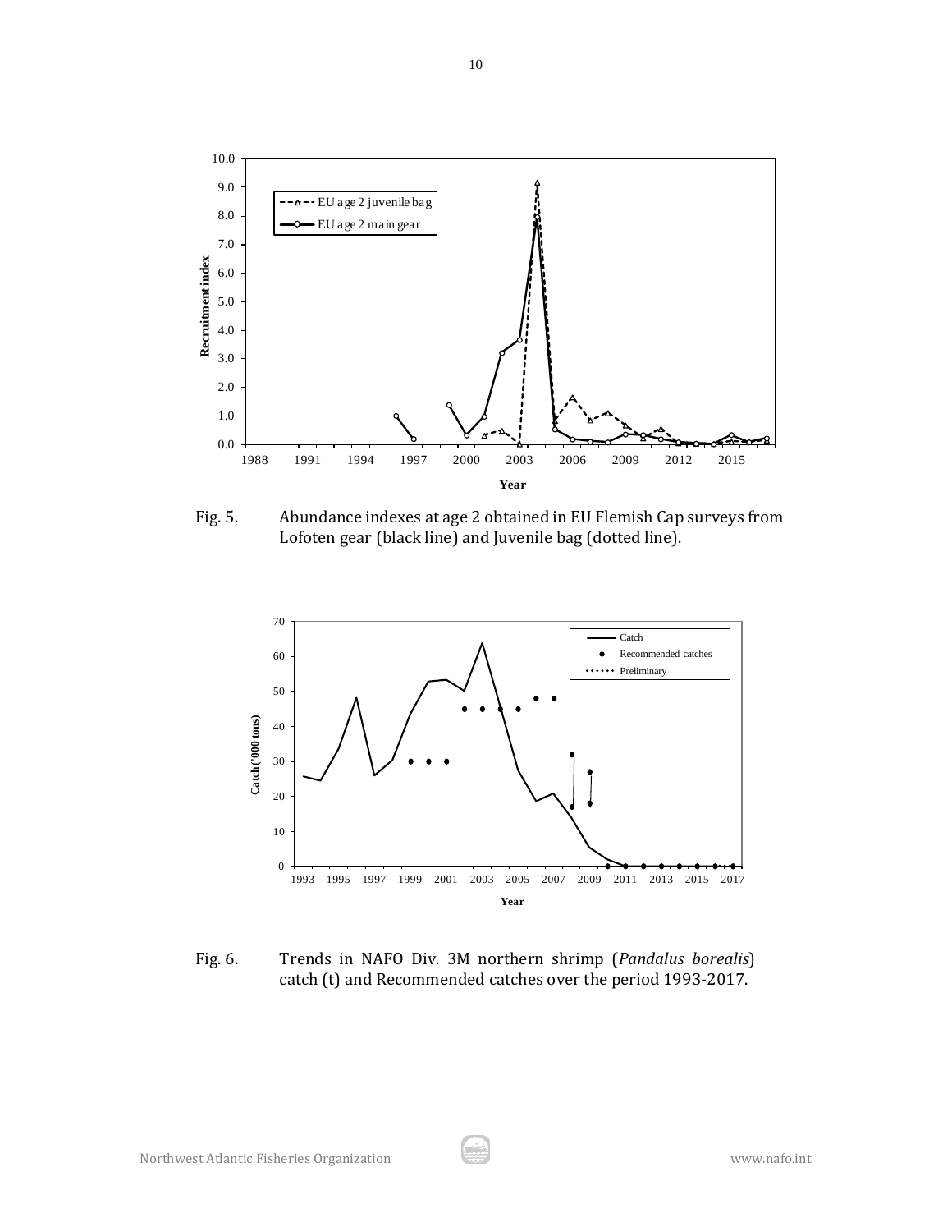Fig. 5. Abundance indexes at age 2 obtained in EU Flemish Cap surveys from Lofoten gear (black line) and Juvenile bag (dotted line).

Fig. 6. Trends in NAFO Div. 3M northern shrimp (*Pandalus borealis*) catch (t) and Recommended catches over the period 1993-2017.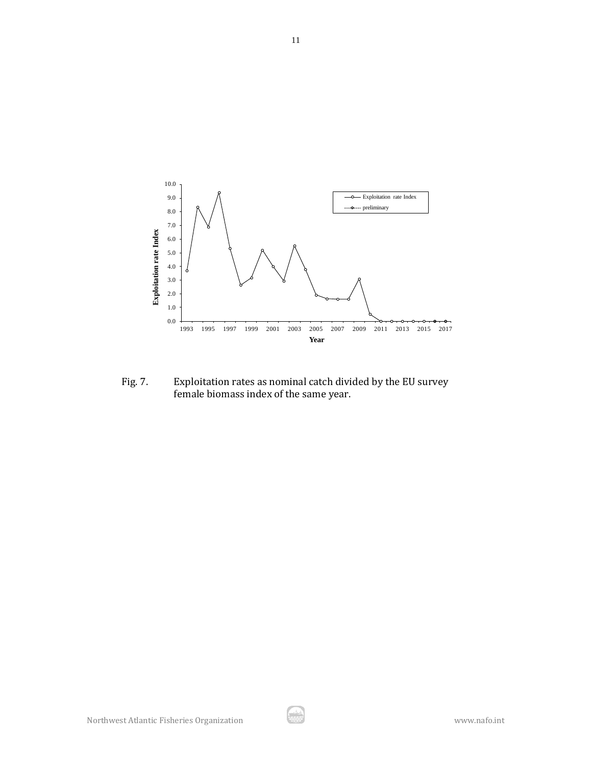10.0
9.0
8.0
7.0
6.0
5.0
4.0
3.0
2.0
1.0
0.0

Exploitation rate Index

1993 1995 1997 1999 2001 2003 2005 2007 2009 2011 2013 2015 2017

Year

Exploitation rate Index
preliminary

Fig. 7. Exploitation rates as nominal catch divided by the EU survey female biomass index of the same year.